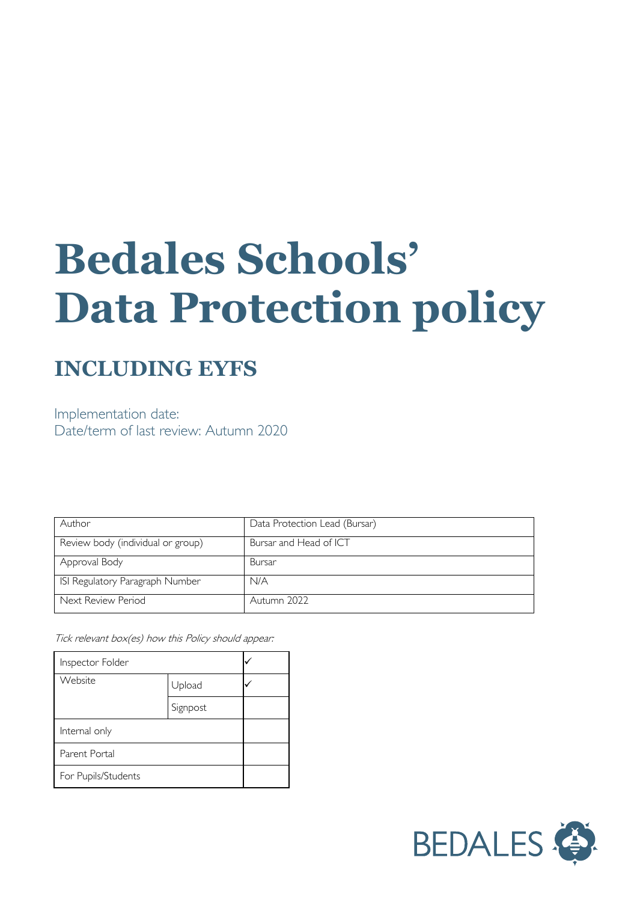# Bedales Schools' Data Protection policy

## INCLUDING EYFS

Implementation date:
Date/term of last review: Autumn 2020

| Author | Data Protection Lead (Bursar) |
|---|---|
| Review body (individual or group) | Bursar and Head of ICT |
| Approval Body | Bursar |
| ISI Regulatory Paragraph Number | N/A |
| Next Review Period | Autumn 2022 |

*Tick relevant box(es) how this Policy should appear:*

| Inspector Folder | | ✓ |
|---|---|---|
| Website | Upload | ✓ |
| | Signpost | |
| Internal only | | |
| Parent Portal | | |
| For Pupils/Students | | |

BEDALES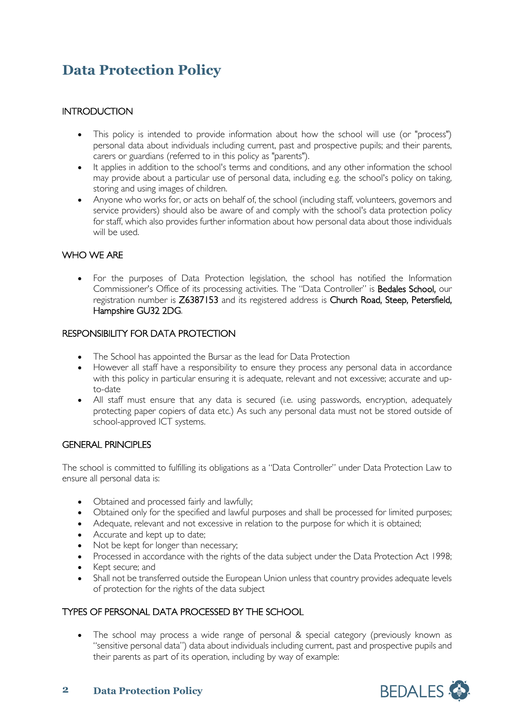# Data Protection Policy

## INTRODUCTION

- This policy is intended to provide information about how the school will use (or "process") personal data about individuals including current, past and prospective pupils; and their parents, carers or guardians (referred to in this policy as "parents").
- It applies in addition to the school's terms and conditions, and any other information the school may provide about a particular use of personal data, including e.g. the school's policy on taking, storing and using images of children.
- Anyone who works for, or acts on behalf of, the school (including staff, volunteers, governors and service providers) should also be aware of and comply with the school's data protection policy for staff, which also provides further information about how personal data about those individuals will be used.

## WHO WE ARE

- For the purposes of Data Protection legislation, the school has notified the Information Commissioner's Office of its processing activities. The "Data Controller" is Bedales School, our registration number is Z6387153 and its registered address is Church Road, Steep, Petersfield, Hampshire GU32 2DG.

## RESPONSIBILITY FOR DATA PROTECTION

- The School has appointed the Bursar as the lead for Data Protection
- However all staff have a responsibility to ensure they process any personal data in accordance with this policy in particular ensuring it is adequate, relevant and not excessive; accurate and up-to-date
- All staff must ensure that any data is secured (i.e. using passwords, encryption, adequately protecting paper copiers of data etc.) As such any personal data must not be stored outside of school-approved ICT systems.

## GENERAL PRINCIPLES

The school is committed to fulfilling its obligations as a "Data Controller" under Data Protection Law to ensure all personal data is:

- Obtained and processed fairly and lawfully;
- Obtained only for the specified and lawful purposes and shall be processed for limited purposes;
- Adequate, relevant and not excessive in relation to the purpose for which it is obtained;
- Accurate and kept up to date;
- Not be kept for longer than necessary;
- Processed in accordance with the rights of the data subject under the Data Protection Act 1998;
- Kept secure; and
- Shall not be transferred outside the European Union unless that country provides adequate levels of protection for the rights of the data subject

## TYPES OF PERSONAL DATA PROCESSED BY THE SCHOOL

- The school may process a wide range of personal & special category (previously known as "sensitive personal data") data about individuals including current, past and prospective pupils and their parents as part of its operation, including by way of example: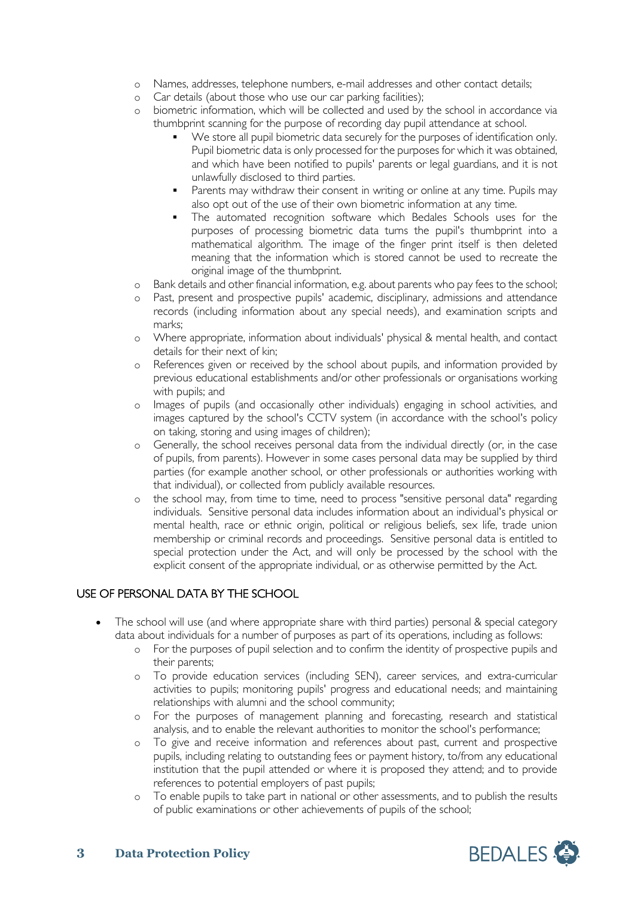- Names, addresses, telephone numbers, e-mail addresses and other contact details;
  - Car details (about those who use our car parking facilities);
  - biometric information, which will be collected and used by the school in accordance via thumbprint scanning for the purpose of recording day pupil attendance at school.
    - We store all pupil biometric data securely for the purposes of identification only. Pupil biometric data is only processed for the purposes for which it was obtained, and which have been notified to pupils' parents or legal guardians, and it is not unlawfully disclosed to third parties.
    - Parents may withdraw their consent in writing or online at any time. Pupils may also opt out of the use of their own biometric information at any time.
    - The automated recognition software which Bedales Schools uses for the purposes of processing biometric data turns the pupil's thumbprint into a mathematical algorithm. The image of the finger print itself is then deleted meaning that the information which is stored cannot be used to recreate the original image of the thumbprint.
  - Bank details and other financial information, e.g. about parents who pay fees to the school;
  - Past, present and prospective pupils' academic, disciplinary, admissions and attendance records (including information about any special needs), and examination scripts and marks;
  - Where appropriate, information about individuals' physical & mental health, and contact details for their next of kin;
  - References given or received by the school about pupils, and information provided by previous educational establishments and/or other professionals or organisations working with pupils; and
  - Images of pupils (and occasionally other individuals) engaging in school activities, and images captured by the school's CCTV system (in accordance with the school's policy on taking, storing and using images of children);
  - Generally, the school receives personal data from the individual directly (or, in the case of pupils, from parents). However in some cases personal data may be supplied by third parties (for example another school, or other professionals or authorities working with that individual), or collected from publicly available resources.
  - the school may, from time to time, need to process "sensitive personal data" regarding individuals. Sensitive personal data includes information about an individual's physical or mental health, race or ethnic origin, political or religious beliefs, sex life, trade union membership or criminal records and proceedings. Sensitive personal data is entitled to special protection under the Act, and will only be processed by the school with the explicit consent of the appropriate individual, or as otherwise permitted by the Act.

## USE OF PERSONAL DATA BY THE SCHOOL

- The school will use (and where appropriate share with third parties) personal & special category data about individuals for a number of purposes as part of its operations, including as follows:
  - For the purposes of pupil selection and to confirm the identity of prospective pupils and their parents;
  - To provide education services (including SEN), career services, and extra-curricular activities to pupils; monitoring pupils' progress and educational needs; and maintaining relationships with alumni and the school community;
  - For the purposes of management planning and forecasting, research and statistical analysis, and to enable the relevant authorities to monitor the school's performance;
  - To give and receive information and references about past, current and prospective pupils, including relating to outstanding fees or payment history, to/from any educational institution that the pupil attended or where it is proposed they attend; and to provide references to potential employers of past pupils;
  - To enable pupils to take part in national or other assessments, and to publish the results of public examinations or other achievements of pupils of the school;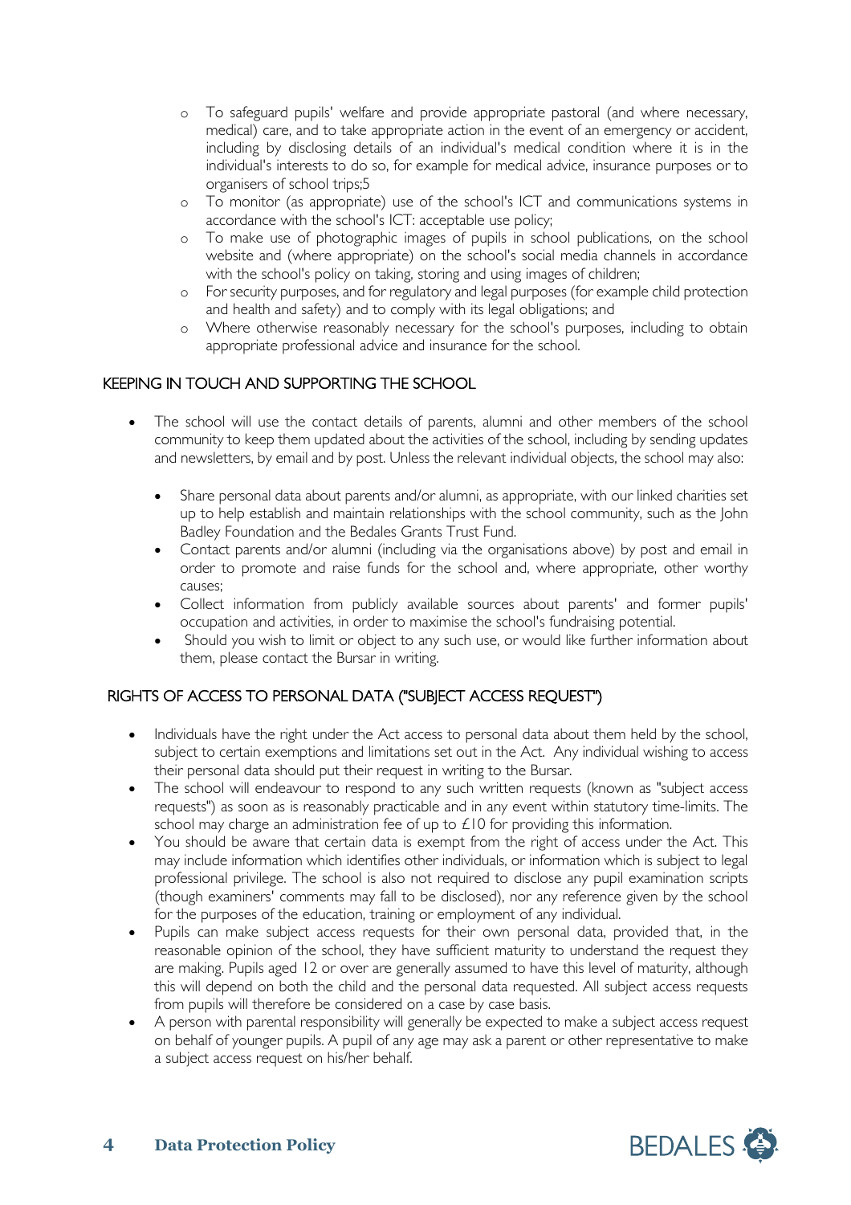- To safeguard pupils' welfare and provide appropriate pastoral (and where necessary, medical) care, and to take appropriate action in the event of an emergency or accident, including by disclosing details of an individual's medical condition where it is in the individual's interests to do so, for example for medical advice, insurance purposes or to organisers of school trips;5
- To monitor (as appropriate) use of the school's ICT and communications systems in accordance with the school's ICT: acceptable use policy;
- To make use of photographic images of pupils in school publications, on the school website and (where appropriate) on the school's social media channels in accordance with the school's policy on taking, storing and using images of children;
- For security purposes, and for regulatory and legal purposes (for example child protection and health and safety) and to comply with its legal obligations; and
- Where otherwise reasonably necessary for the school's purposes, including to obtain appropriate professional advice and insurance for the school.

## KEEPING IN TOUCH AND SUPPORTING THE SCHOOL

- The school will use the contact details of parents, alumni and other members of the school community to keep them updated about the activities of the school, including by sending updates and newsletters, by email and by post. Unless the relevant individual objects, the school may also:
  - Share personal data about parents and/or alumni, as appropriate, with our linked charities set up to help establish and maintain relationships with the school community, such as the John Badley Foundation and the Bedales Grants Trust Fund.
  - Contact parents and/or alumni (including via the organisations above) by post and email in order to promote and raise funds for the school and, where appropriate, other worthy causes;
  - Collect information from publicly available sources about parents' and former pupils' occupation and activities, in order to maximise the school's fundraising potential.
  - Should you wish to limit or object to any such use, or would like further information about them, please contact the Bursar in writing.

## RIGHTS OF ACCESS TO PERSONAL DATA ("SUBJECT ACCESS REQUEST")

- Individuals have the right under the Act access to personal data about them held by the school, subject to certain exemptions and limitations set out in the Act. Any individual wishing to access their personal data should put their request in writing to the Bursar.
- The school will endeavour to respond to any such written requests (known as "subject access requests") as soon as is reasonably practicable and in any event within statutory time-limits. The school may charge an administration fee of up to £10 for providing this information.
- You should be aware that certain data is exempt from the right of access under the Act. This may include information which identifies other individuals, or information which is subject to legal professional privilege. The school is also not required to disclose any pupil examination scripts (though examiners' comments may fall to be disclosed), nor any reference given by the school for the purposes of the education, training or employment of any individual.
- Pupils can make subject access requests for their own personal data, provided that, in the reasonable opinion of the school, they have sufficient maturity to understand the request they are making. Pupils aged 12 or over are generally assumed to have this level of maturity, although this will depend on both the child and the personal data requested. All subject access requests from pupils will therefore be considered on a case by case basis.
- A person with parental responsibility will generally be expected to make a subject access request on behalf of younger pupils. A pupil of any age may ask a parent or other representative to make a subject access request on his/her behalf.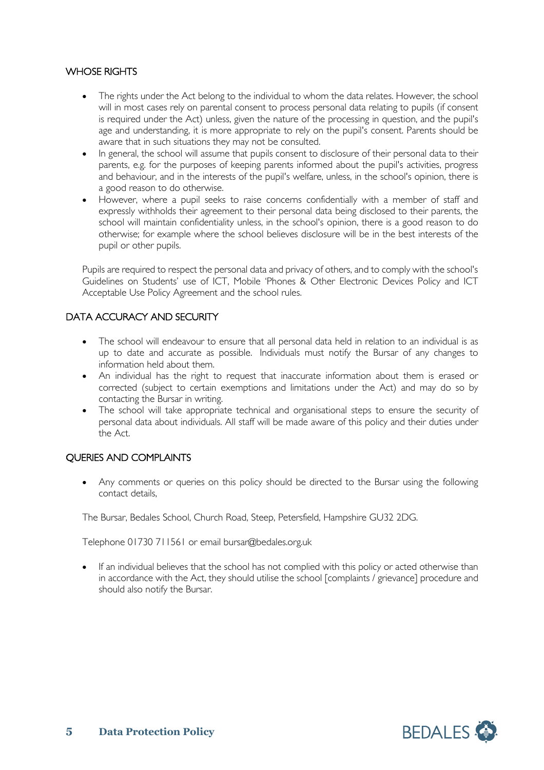## WHOSE RIGHTS

- The rights under the Act belong to the individual to whom the data relates. However, the school will in most cases rely on parental consent to process personal data relating to pupils (if consent is required under the Act) unless, given the nature of the processing in question, and the pupil's age and understanding, it is more appropriate to rely on the pupil's consent. Parents should be aware that in such situations they may not be consulted.
- In general, the school will assume that pupils consent to disclosure of their personal data to their parents, e.g. for the purposes of keeping parents informed about the pupil's activities, progress and behaviour, and in the interests of the pupil's welfare, unless, in the school's opinion, there is a good reason to do otherwise.
- However, where a pupil seeks to raise concerns confidentially with a member of staff and expressly withholds their agreement to their personal data being disclosed to their parents, the school will maintain confidentiality unless, in the school's opinion, there is a good reason to do otherwise; for example where the school believes disclosure will be in the best interests of the pupil or other pupils.

Pupils are required to respect the personal data and privacy of others, and to comply with the school's Guidelines on Students' use of ICT, Mobile 'Phones & Other Electronic Devices Policy and ICT Acceptable Use Policy Agreement and the school rules.

## DATA ACCURACY AND SECURITY

- The school will endeavour to ensure that all personal data held in relation to an individual is as up to date and accurate as possible. Individuals must notify the Bursar of any changes to information held about them.
- An individual has the right to request that inaccurate information about them is erased or corrected (subject to certain exemptions and limitations under the Act) and may do so by contacting the Bursar in writing.
- The school will take appropriate technical and organisational steps to ensure the security of personal data about individuals. All staff will be made aware of this policy and their duties under the Act.

## QUERIES AND COMPLAINTS

- Any comments or queries on this policy should be directed to the Bursar using the following contact details,

The Bursar, Bedales School, Church Road, Steep, Petersfield, Hampshire GU32 2DG.

Telephone 01730 711561 or email bursar@bedales.org.uk

- If an individual believes that the school has not complied with this policy or acted otherwise than in accordance with the Act, they should utilise the school [complaints / grievance] procedure and should also notify the Bursar.